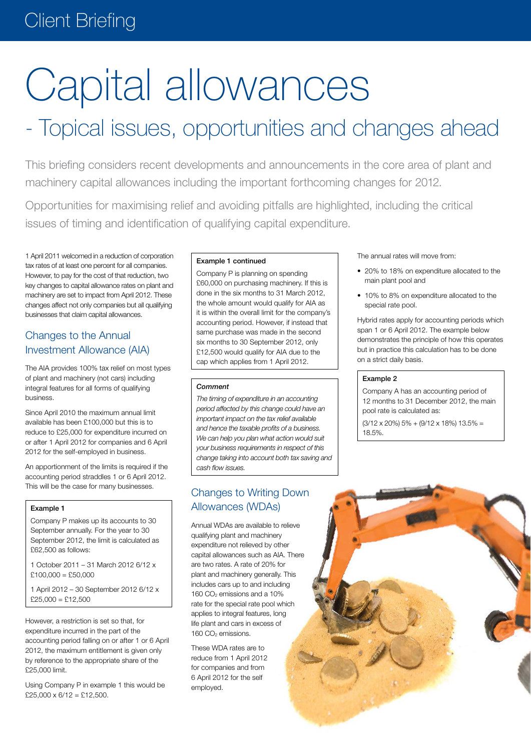# Capital allowances

## - Topical issues, opportunities and changes ahead

This briefing considers recent developments and announcements in the core area of plant and machinery capital allowances including the important forthcoming changes for 2012.

Opportunities for maximising relief and avoiding pitfalls are highlighted, including the critical issues of timing and identification of qualifying capital expenditure.

1 April 2011 welcomed in a reduction of corporation tax rates of at least one percent for all companies. However, to pay for the cost of that reduction, two key changes to capital allowance rates on plant and machinery are set to impact from April 2012. These changes affect not only companies but all qualifying businesses that claim capital allowances.

### Changes to the Annual Investment Allowance (AIA)

The AIA provides 100% tax relief on most types of plant and machinery (not cars) including integral features for all forms of qualifying business.

Since April 2010 the maximum annual limit available has been £100,000 but this is to reduce to £25,000 for expenditure incurred on or after 1 April 2012 for companies and 6 April 2012 for the self-employed in business.

An apportionment of the limits is required if the accounting period straddles 1 or 6 April 2012. This will be the case for many businesses.

**Example 1**

Company P makes up its accounts to 30 September annually. For the year to 30 September 2012, the limit is calculated as £62,500 as follows:

1 October 2011 – 31 March 2012 6/12 x £100,000 = £50,000

1 April 2012 – 30 September 2012 6/12 x £25,000 = £12,500

However, a restriction is set so that, for expenditure incurred in the part of the accounting period falling on or after 1 or 6 April 2012, the maximum entitlement is given only by reference to the appropriate share of the £25,000 limit.

Using Company P in example 1 this would be £25,000 x 6/12 = £12,500.

**Example 1 continued**

Company P is planning on spending £60,000 on purchasing machinery. If this is done in the six months to 31 March 2012, the whole amount would qualify for AIA as it is within the overall limit for the company's accounting period. However, if instead that same purchase was made in the second six months to 30 September 2012, only £12,500 would qualify for AIA due to the cap which applies from 1 April 2012.

***Comment***

*The timing of expenditure in an accounting period affected by this change could have an important impact on the tax relief available and hence the taxable profits of a business. We can help you plan what action would suit your business requirements in respect of this change taking into account both tax saving and cash flow issues.*

### Changes to Writing Down Allowances (WDAs)

Annual WDAs are available to relieve qualifying plant and machinery expenditure not relieved by other capital allowances such as AIA. There are two rates. A rate of 20% for plant and machinery generally. This includes cars up to and including 160 $CO_2$ emissions and a 10% rate for the special rate pool which applies to integral features, long life plant and cars in excess of 160 $CO_2$ emissions.

These WDA rates are to reduce from 1 April 2012 for companies and from 6 April 2012 for the self employed.

The annual rates will move from:

- 20% to 18% on expenditure allocated to the main plant pool and
- 10% to 8% on expenditure allocated to the special rate pool.

Hybrid rates apply for accounting periods which span 1 or 6 April 2012. The example below demonstrates the principle of how this operates but in practice this calculation has to be done on a strict daily basis.

**Example 2**

Company A has an accounting period of 12 months to 31 December 2012, the main pool rate is calculated as:

(3/12 x 20%) 5% + (9/12 x 18%) 13.5% = 18.5%.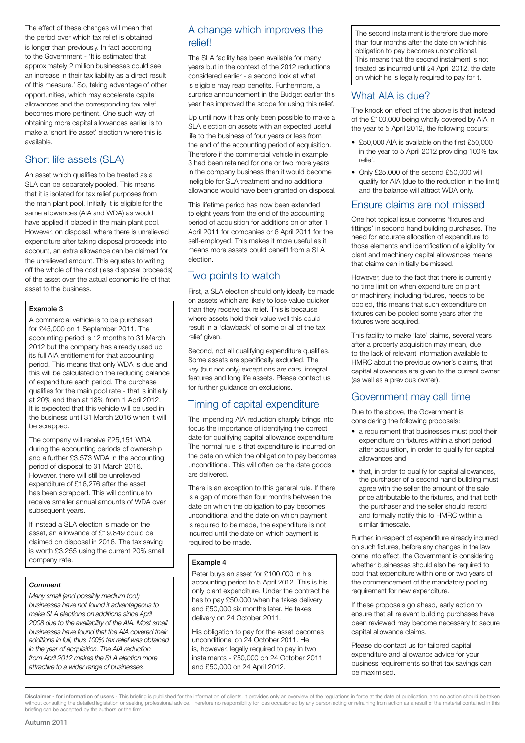The effect of these changes will mean that the period over which tax relief is obtained is longer than previously. In fact according to the Government - 'It is estimated that approximately 2 million businesses could see an increase in their tax liability as a direct result of this measure.' So, taking advantage of other opportunities, which may accelerate capital allowances and the corresponding tax relief, becomes more pertinent. One such way of obtaining more capital allowances earlier is to make a 'short life asset' election where this is available.

## Short life assets (SLA)

An asset which qualifies to be treated as a SLA can be separately pooled. This means that it is isolated for tax relief purposes from the main plant pool. Initially it is eligible for the same allowances (AIA and WDA) as would have applied if placed in the main plant pool. However, on disposal, where there is unrelieved expenditure after taking disposal proceeds into account, an extra allowance can be claimed for the unrelieved amount. This equates to writing off the whole of the cost (less disposal proceeds) of the asset over the actual economic life of that asset to the business.

**Example 3**

A commercial vehicle is to be purchased for £45,000 on 1 September 2011. The accounting period is 12 months to 31 March 2012 but the company has already used up its full AIA entitlement for that accounting period. This means that only WDA is due and this will be calculated on the reducing balance of expenditure each period. The purchase qualifies for the main pool rate - that is initially at 20% and then at 18% from 1 April 2012. It is expected that this vehicle will be used in the business until 31 March 2016 when it will be scrapped.

The company will receive £25,151 WDA during the accounting periods of ownership and a further £3,573 WDA in the accounting period of disposal to 31 March 2016. However, there will still be unrelieved expenditure of £16,276 after the asset has been scrapped. This will continue to receive smaller annual amounts of WDA over subsequent years.

If instead a SLA election is made on the asset, an allowance of £19,849 could be claimed on disposal in 2016. The tax saving is worth £3,255 using the current 20% small company rate.

***Comment***

*Many small (and possibly medium too!) businesses have not found it advantageous to make SLA elections on additions since April 2008 due to the availability of the AIA. Most small businesses have found that the AIA covered their additions in full, thus 100% tax relief was obtained in the year of acquisition. The AIA reduction from April 2012 makes the SLA election more attractive to a wider range of businesses.*

## A change which improves the relief!

The SLA facility has been available for many years but in the context of the 2012 reductions considered earlier - a second look at what is eligible may reap benefits. Furthermore, a surprise announcement in the Budget earlier this year has improved the scope for using this relief.

Up until now it has only been possible to make a SLA election on assets with an expected useful life to the business of four years or less from the end of the accounting period of acquisition. Therefore if the commercial vehicle in example 3 had been retained for one or two more years in the company business then it would become ineligible for SLA treatment and no additional allowance would have been granted on disposal.

This lifetime period has now been extended to eight years from the end of the accounting period of acquisition for additions on or after 1 April 2011 for companies or 6 April 2011 for the self-employed. This makes it more useful as it means more assets could benefit from a SLA election.

## Two points to watch

First, a SLA election should only ideally be made on assets which are likely to lose value quicker than they receive tax relief. This is because where assets hold their value well this could result in a 'clawback' of some or all of the tax relief given.

Second, not all qualifying expenditure qualifies. Some assets are specifically excluded. The key (but not only) exceptions are cars, integral features and long life assets. Please contact us for further guidance on exclusions.

## Timing of capital expenditure

The impending AIA reduction sharply brings into focus the importance of identifying the correct date for qualifying capital allowance expenditure. The normal rule is that expenditure is incurred on the date on which the obligation to pay becomes unconditional. This will often be the date goods are delivered.

There is an exception to this general rule. If there is a gap of more than four months between the date on which the obligation to pay becomes unconditional and the date on which payment is required to be made, the expenditure is not incurred until the date on which payment is required to be made.

**Example 4**

Peter buys an asset for £100,000 in his accounting period to 5 April 2012. This is his only plant expenditure. Under the contract he has to pay £50,000 when he takes delivery and £50,000 six months later. He takes delivery on 24 October 2011.

His obligation to pay for the asset becomes unconditional on 24 October 2011. He is, however, legally required to pay in two instalments - £50,000 on 24 October 2011 and £50,000 on 24 April 2012.

The second instalment is therefore due more than four months after the date on which his obligation to pay becomes unconditional. This means that the second instalment is not treated as incurred until 24 April 2012, the date on which he is legally required to pay for it.

## What AIA is due?

The knock on effect of the above is that instead of the £100,000 being wholly covered by AIA in the year to 5 April 2012, the following occurs:

- £50,000 AIA is available on the first £50,000 in the year to 5 April 2012 providing 100% tax relief.
- Only £25,000 of the second £50,000 will qualify for AIA (due to the reduction in the limit) and the balance will attract WDA only.

## Ensure claims are not missed

One hot topical issue concerns 'fixtures and fittings' in second hand building purchases. The need for accurate allocation of expenditure to those elements and identification of eligibility for plant and machinery capital allowances means that claims can initially be missed.

However, due to the fact that there is currently no time limit on when expenditure on plant or machinery, including fixtures, needs to be pooled, this means that such expenditure on fixtures can be pooled some years after the fixtures were acquired.

This facility to make 'late' claims, several years after a property acquisition may mean, due to the lack of relevant information available to HMRC about the previous owner's claims, that capital allowances are given to the current owner (as well as a previous owner).

## Government may call time

Due to the above, the Government is considering the following proposals:

- a requirement that businesses must pool their expenditure on fixtures within a short period after acquisition, in order to qualify for capital allowances and
- that, in order to qualify for capital allowances, the purchaser of a second hand building must agree with the seller the amount of the sale price attributable to the fixtures, and that both the purchaser and the seller should record and formally notify this to HMRC within a similar timescale.

Further, in respect of expenditure already incurred on such fixtures, before any changes in the law come into effect, the Government is considering whether businesses should also be required to pool that expenditure within one or two years of the commencement of the mandatory pooling requirement for new expenditure.

If these proposals go ahead, early action to ensure that all relevant building purchases have been reviewed may become necessary to secure capital allowance claims.

Please do contact us for tailored capital expenditure and allowance advice for your business requirements so that tax savings can be maximised.

**Disclaimer - for information of users** - This briefing is published for the information of clients. It provides only an overview of the regulations in force at the date of publication, and no action should be taken without consulting the detailed legislation or seeking professional advice. Therefore no responsibility for loss occasioned by any person acting or refraining from action as a result of the material contained in this briefing can be accepted by the authors or the firm.